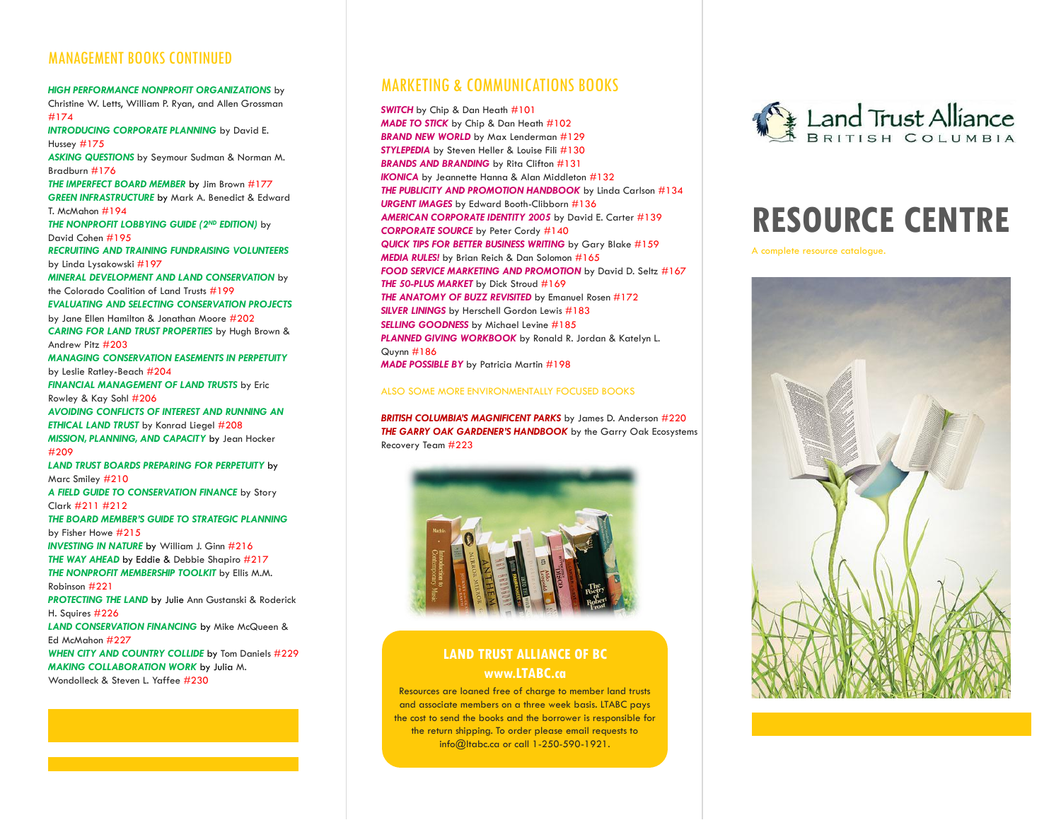## MANAGEMENT BOOKS CONTINUED

***HIGH PERFORMANCE NONPROFIT ORGANIZATIONS*** by Christine W. Letts, William P. Ryan, and Allen Grossman #174
***INTRODUCING CORPORATE PLANNING*** by David E. Hussey #175
***ASKING QUESTIONS*** by Seymour Sudman & Norman M. Bradburn #176
***THE IMPERFECT BOARD MEMBER*** by Jim Brown #177
***GREEN INFRASTRUCTURE*** by Mark A. Benedict & Edward T. McMahon #194
***THE NONPROFIT LOBBYING GUIDE (2ND EDITION)*** by David Cohen #195
***RECRUITING AND TRAINING FUNDRAISING VOLUNTEERS*** by Linda Lysakowski #197
***MINERAL DEVELOPMENT AND LAND CONSERVATION*** by the Colorado Coalition of Land Trusts #199
***EVALUATING AND SELECTING CONSERVATION PROJECTS*** by Jane Ellen Hamilton & Jonathan Moore #202
***CARING FOR LAND TRUST PROPERTIES*** by Hugh Brown & Andrew Pitz #203
***MANAGING CONSERVATION EASEMENTS IN PERPETUITY*** by Leslie Ratley-Beach #204
***FINANCIAL MANAGEMENT OF LAND TRUSTS*** by Eric Rowley & Kay Sohl #206
***AVOIDING CONFLICTS OF INTEREST AND RUNNING AN ETHICAL LAND TRUST*** by Konrad Liegel #208
***MISSION, PLANNING, AND CAPACITY*** by Jean Hocker #209
***LAND TRUST BOARDS PREPARING FOR PERPETUITY*** by Marc Smiley #210
***A FIELD GUIDE TO CONSERVATION FINANCE*** by Story Clark #211 #212
***THE BOARD MEMBER'S GUIDE TO STRATEGIC PLANNING*** by Fisher Howe #215
***INVESTING IN NATURE*** by William J. Ginn #216
***THE WAY AHEAD*** by Eddie & Debbie Shapiro #217
***THE NONPROFIT MEMBERSHIP TOOLKIT*** by Ellis M.M. Robinson #221
***PROTECTING THE LAND*** by Julie Ann Gustanski & Roderick H. Squires #226
***LAND CONSERVATION FINANCING*** by Mike McQueen & Ed McMahon #227
***WHEN CITY AND COUNTRY COLLIDE*** by Tom Daniels #229
***MAKING COLLABORATION WORK*** by Julia M. Wondolleck & Steven L. Yaffee #230

## MARKETING & COMMUNICATIONS BOOKS

***SWITCH*** by Chip & Dan Heath #101
***MADE TO STICK*** by Chip & Dan Heath #102
***BRAND NEW WORLD*** by Max Lenderman #129
***STYLEPEDIA*** by Steven Heller & Louise Fili #130
***BRANDS AND BRANDING*** by Rita Clifton #131
***IKONICA*** by Jeannette Hanna & Alan Middleton #132
***THE PUBLICITY AND PROMOTION HANDBOOK*** by Linda Carlson #134
***URGENT IMAGES*** by Edward Booth-Clibborn #136
***AMERICAN CORPORATE IDENTITY 2005*** by David E. Carter #139
***CORPORATE SOURCE*** by Peter Cordy #140
***QUICK TIPS FOR BETTER BUSINESS WRITING*** by Gary Blake #159
***MEDIA RULES!*** by Brian Reich & Dan Solomon #165
***FOOD SERVICE MARKETING AND PROMOTION*** by David D. Seltz #167
***THE 50-PLUS MARKET*** by Dick Stroud #169
***THE ANATOMY OF BUZZ REVISITED*** by Emanuel Rosen #172
***SILVER LININGS*** by Herschell Gordon Lewis #183
***SELLING GOODNESS*** by Michael Levine #185
***PLANNED GIVING WORKBOOK*** by Ronald R. Jordan & Katelyn L. Quynn #186
***MADE POSSIBLE BY*** by Patricia Martin #198

ALSO SOME MORE ENVIRONMENTALLY FOCUSED BOOKS

***BRITISH COLUMBIA'S MAGNIFICENT PARKS*** by James D. Anderson #220
***THE GARRY OAK GARDENER'S HANDBOOK*** by the Garry Oak Ecosystems Recovery Team #223

**LAND TRUST ALLIANCE OF BC**
**www.LTABC.ca**

Resources are loaned free of charge to member land trusts and associate members on a three week basis. LTABC pays the cost to send the books and the borrower is responsible for the return shipping. To order please email requests to info@ltabc.ca or call 1-250-590-1921.

Land Trust Alliance
BRITISH COLUMBIA

# RESOURCE CENTRE

A complete resource catalogue.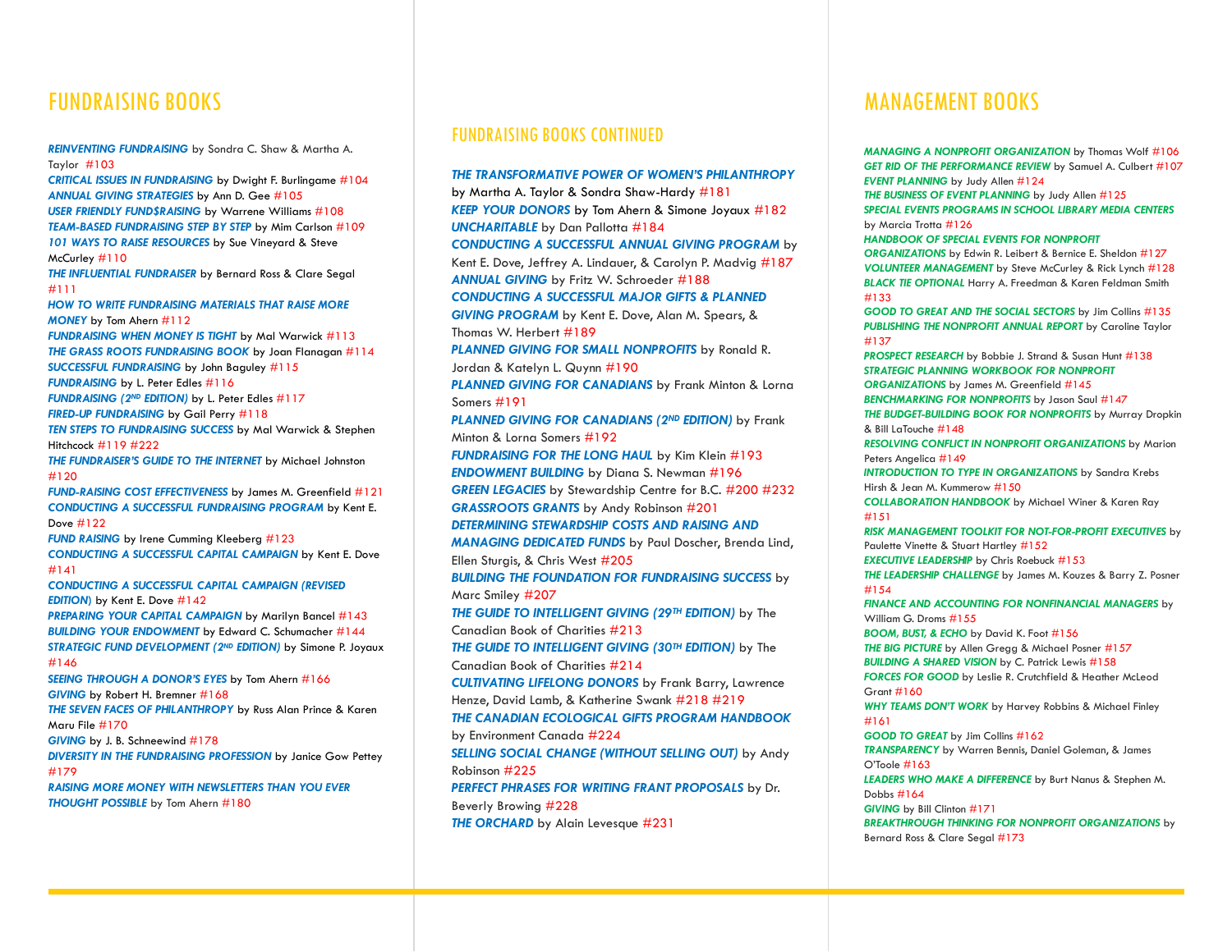# FUNDRAISING BOOKS

***REINVENTING FUNDRAISING*** by Sondra C. Shaw & Martha A. Taylor #103
***CRITICAL ISSUES IN FUNDRAISING*** by Dwight F. Burlingame #104
***ANNUAL GIVING STRATEGIES*** by Ann D. Gee #105
***USER FRIENDLY FUND$RAISING*** by Warrene Williams #108
***TEAM-BASED FUNDRAISING STEP BY STEP*** by Mim Carlson #109
***101 WAYS TO RAISE RESOURCES*** by Sue Vineyard & Steve McCurley #110
***THE INFLUENTIAL FUNDRAISER*** by Bernard Ross & Clare Segal #111
***HOW TO WRITE FUNDRAISING MATERIALS THAT RAISE MORE MONEY*** by Tom Ahern #112
***FUNDRAISING WHEN MONEY IS TIGHT*** by Mal Warwick #113
***THE GRASS ROOTS FUNDRAISING BOOK*** by Joan Flanagan #114
***SUCCESSFUL FUNDRAISING*** by John Baguley #115
***FUNDRAISING*** by L. Peter Edles #116
***FUNDRAISING (2ND EDITION)*** by L. Peter Edles #117
***FIRED-UP FUNDRAISING*** by Gail Perry #118
***TEN STEPS TO FUNDRAISING SUCCESS*** by Mal Warwick & Stephen Hitchcock #119 #222
***THE FUNDRAISER'S GUIDE TO THE INTERNET*** by Michael Johnston #120
***FUND-RAISING COST EFFECTIVENESS*** by James M. Greenfield #121
***CONDUCTING A SUCCESSFUL FUNDRAISING PROGRAM*** by Kent E. Dove #122
***FUND RAISING*** by Irene Cumming Kleeberg #123
***CONDUCTING A SUCCESSFUL CAPITAL CAMPAIGN*** by Kent E. Dove #141
***CONDUCTING A SUCCESSFUL CAPITAL CAMPAIGN (REVISED EDITION)*** by Kent E. Dove #142
***PREPARING YOUR CAPITAL CAMPAIGN*** by Marilyn Bancel #143
***BUILDING YOUR ENDOWMENT*** by Edward C. Schumacher #144
***STRATEGIC FUND DEVELOPMENT (2ND EDITION)*** by Simone P. Joyaux #146
***SEEING THROUGH A DONOR'S EYES*** by Tom Ahern #166
***GIVING*** by Robert H. Bremner #168
***THE SEVEN FACES OF PHILANTHROPY*** by Russ Alan Prince & Karen Maru File #170
***GIVING*** by J. B. Schneewind #178
***DIVERSITY IN THE FUNDRAISING PROFESSION*** by Janice Gow Pettey #179
***RAISING MORE MONEY WITH NEWSLETTERS THAN YOU EVER THOUGHT POSSIBLE*** by Tom Ahern #180

## FUNDRAISING BOOKS CONTINUED

***THE TRANSFORMATIVE POWER OF WOMEN'S PHILANTHROPY*** by Martha A. Taylor & Sondra Shaw-Hardy #181
***KEEP YOUR DONORS*** by Tom Ahern & Simone Joyaux #182
***UNCHARITABLE*** by Dan Pallotta #184
***CONDUCTING A SUCCESSFUL ANNUAL GIVING PROGRAM*** by Kent E. Dove, Jeffrey A. Lindauer, & Carolyn P. Madvig #187
***ANNUAL GIVING*** by Fritz W. Schroeder #188
***CONDUCTING A SUCCESSFUL MAJOR GIFTS & PLANNED GIVING PROGRAM*** by Kent E. Dove, Alan M. Spears, & Thomas W. Herbert #189
***PLANNED GIVING FOR SMALL NONPROFITS*** by Ronald R. Jordan & Katelyn L. Quynn #190
***PLANNED GIVING FOR CANADIANS*** by Frank Minton & Lorna Somers #191
***PLANNED GIVING FOR CANADIANS (2ND EDITION)*** by Frank Minton & Lorna Somers #192
***FUNDRAISING FOR THE LONG HAUL*** by Kim Klein #193
***ENDOWMENT BUILDING*** by Diana S. Newman #196
***GREEN LEGACIES*** by Stewardship Centre for B.C. #200 #232
***GRASSROOTS GRANTS*** by Andy Robinson #201
***DETERMINING STEWARDSHIP COSTS AND RAISING AND MANAGING DEDICATED FUNDS*** by Paul Doscher, Brenda Lind, Ellen Sturgis, & Chris West #205
***BUILDING THE FOUNDATION FOR FUNDRAISING SUCCESS*** by Marc Smiley #207
***THE GUIDE TO INTELLIGENT GIVING (29TH EDITION)*** by The Canadian Book of Charities #213
***THE GUIDE TO INTELLIGENT GIVING (30TH EDITION)*** by The Canadian Book of Charities #214
***CULTIVATING LIFELONG DONORS*** by Frank Barry, Lawrence Henze, David Lamb, & Katherine Swank #218 #219
***THE CANADIAN ECOLOGICAL GIFTS PROGRAM HANDBOOK*** by Environment Canada #224
***SELLING SOCIAL CHANGE (WITHOUT SELLING OUT)*** by Andy Robinson #225
***PERFECT PHRASES FOR WRITING FRANT PROPOSALS*** by Dr. Beverly Browing #228
***THE ORCHARD*** by Alain Levesque #231

# MANAGEMENT BOOKS

***MANAGING A NONPROFIT ORGANIZATION*** by Thomas Wolf #106
***GET RID OF THE PERFORMANCE REVIEW*** by Samuel A. Culbert #107
***EVENT PLANNING*** by Judy Allen #124
***THE BUSINESS OF EVENT PLANNING*** by Judy Allen #125
***SPECIAL EVENTS PROGRAMS IN SCHOOL LIBRARY MEDIA CENTERS*** by Marcia Trotta #126
***HANDBOOK OF SPECIAL EVENTS FOR NONPROFIT ORGANIZATIONS*** by Edwin R. Leibert & Bernice E. Sheldon #127
***VOLUNTEER MANAGEMENT*** by Steve McCurley & Rick Lynch #128
***BLACK TIE OPTIONAL*** Harry A. Freedman & Karen Feldman Smith #133
***GOOD TO GREAT AND THE SOCIAL SECTORS*** by Jim Collins #135
***PUBLISHING THE NONPROFIT ANNUAL REPORT*** by Caroline Taylor #137
***PROSPECT RESEARCH*** by Bobbie J. Strand & Susan Hunt #138
***STRATEGIC PLANNING WORKBOOK FOR NONPROFIT ORGANIZATIONS*** by James M. Greenfield #145
***BENCHMARKING FOR NONPROFITS*** by Jason Saul #147
***THE BUDGET-BUILDING BOOK FOR NONPROFITS*** by Murray Dropkin & Bill LaTouche #148
***RESOLVING CONFLICT IN NONPROFIT ORGANIZATIONS*** by Marion Peters Angelica #149
***INTRODUCTION TO TYPE IN ORGANIZATIONS*** by Sandra Krebs Hirsh & Jean M. Kummerow #150
***COLLABORATION HANDBOOK*** by Michael Winer & Karen Ray #151
***RISK MANAGEMENT TOOLKIT FOR NOT-FOR-PROFIT EXECUTIVES*** by Paulette Vinette & Stuart Hartley #152
***EXECUTIVE LEADERSHIP*** by Chris Roebuck #153
***THE LEADERSHIP CHALLENGE*** by James M. Kouzes & Barry Z. Posner #154
***FINANCE AND ACCOUNTING FOR NONFINANCIAL MANAGERS*** by William G. Droms #155
***BOOM, BUST, & ECHO*** by David K. Foot #156
***THE BIG PICTURE*** by Allen Gregg & Michael Posner #157
***BUILDING A SHARED VISION*** by C. Patrick Lewis #158
***FORCES FOR GOOD*** by Leslie R. Crutchfield & Heather McLeod Grant #160
***WHY TEAMS DON'T WORK*** by Harvey Robbins & Michael Finley #161
***GOOD TO GREAT*** by Jim Collins #162
***TRANSPARENCY*** by Warren Bennis, Daniel Goleman, & James O'Toole #163
***LEADERS WHO MAKE A DIFFERENCE*** by Burt Nanus & Stephen M. Dobbs #164
***GIVING*** by Bill Clinton #171
***BREAKTHROUGH THINKING FOR NONPROFIT ORGANIZATIONS*** by Bernard Ross & Clare Segal #173